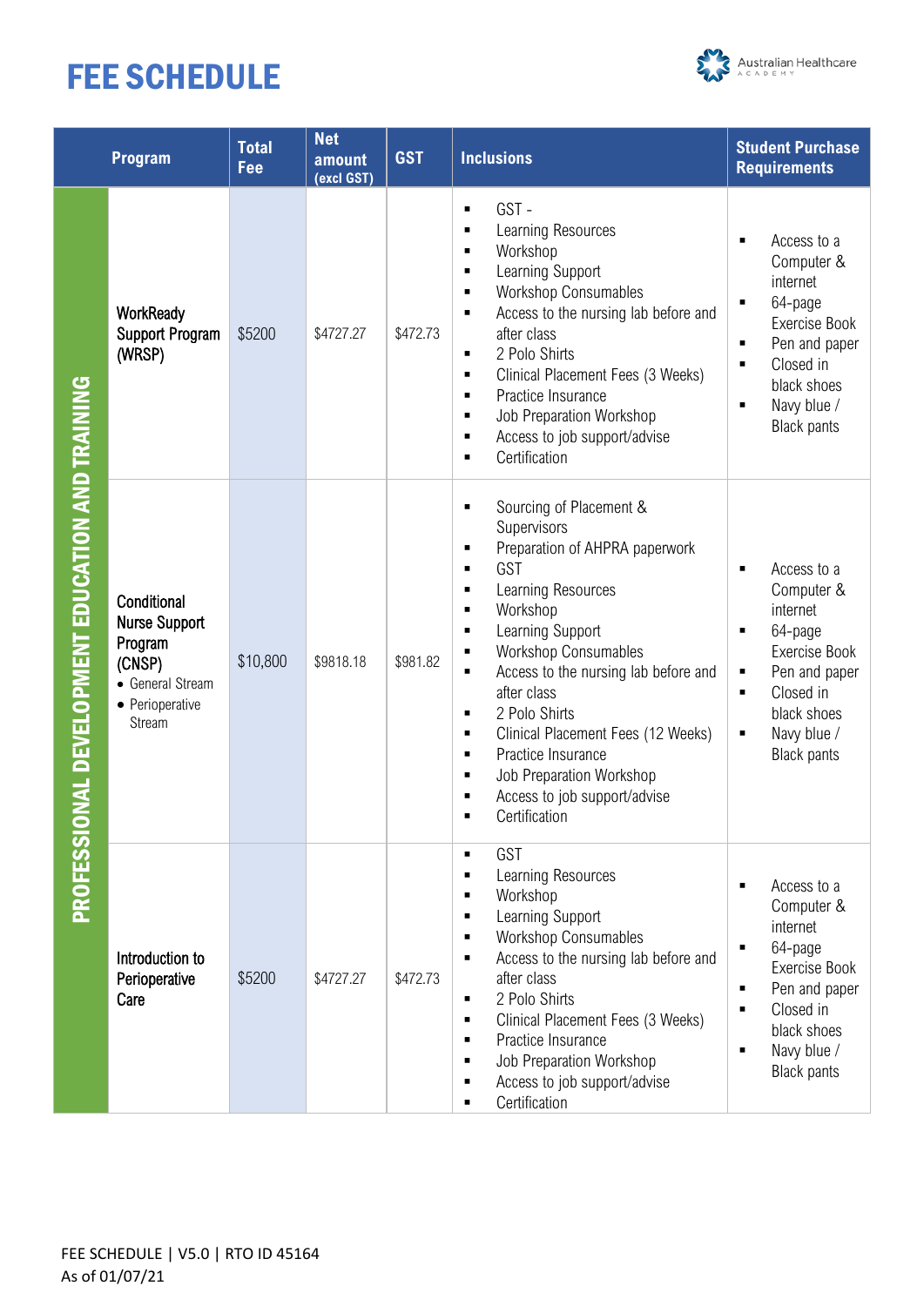# FEE SCHEDULE

Australian Healthcare ACADEMY

| | Program | Total Fee | Net amount (excl GST) | GST | Inclusions | Student Purchase Requirements |
|---|---|---|---|---|---|---|
| PROFESSIONAL DEVELOPMENT EDUCATION AND TRAINING | WorkReady Support Program (WRSP) | $5200 | $4727.27 | $472.73 | ▪ GST -<br>▪ Learning Resources<br>▪ Workshop<br>▪ Learning Support<br>▪ Workshop Consumables<br>▪ Access to the nursing lab before and after class<br>▪ 2 Polo Shirts<br>▪ Clinical Placement Fees (3 Weeks)<br>▪ Practice Insurance<br>▪ Job Preparation Workshop<br>▪ Access to job support/advise<br>▪ Certification | ▪ Access to a Computer & internet<br>▪ 64-page Exercise Book<br>▪ Pen and paper<br>▪ Closed in black shoes<br>▪ Navy blue / Black pants |
| | Conditional Nurse Support Program (CNSP)<br>• General Stream<br>• Perioperative Stream | $10,800 | $9818.18 | $981.82 | ▪ Sourcing of Placement & Supervisors<br>▪ Preparation of AHPRA paperwork<br>▪ GST<br>▪ Learning Resources<br>▪ Workshop<br>▪ Learning Support<br>▪ Workshop Consumables<br>▪ Access to the nursing lab before and after class<br>▪ 2 Polo Shirts<br>▪ Clinical Placement Fees (12 Weeks)<br>▪ Practice Insurance<br>▪ Job Preparation Workshop<br>▪ Access to job support/advise<br>▪ Certification | ▪ Access to a Computer & internet<br>▪ 64-page Exercise Book<br>▪ Pen and paper<br>▪ Closed in black shoes<br>▪ Navy blue / Black pants |
| | Introduction to Perioperative Care | $5200 | $4727.27 | $472.73 | ▪ GST<br>▪ Learning Resources<br>▪ Workshop<br>▪ Learning Support<br>▪ Workshop Consumables<br>▪ Access to the nursing lab before and after class<br>▪ 2 Polo Shirts<br>▪ Clinical Placement Fees (3 Weeks)<br>▪ Practice Insurance<br>▪ Job Preparation Workshop<br>▪ Access to job support/advise<br>▪ Certification | ▪ Access to a Computer & internet<br>▪ 64-page Exercise Book<br>▪ Pen and paper<br>▪ Closed in black shoes<br>▪ Navy blue / Black pants |

FEE SCHEDULE | V5.0 | RTO ID 45164
As of 01/07/21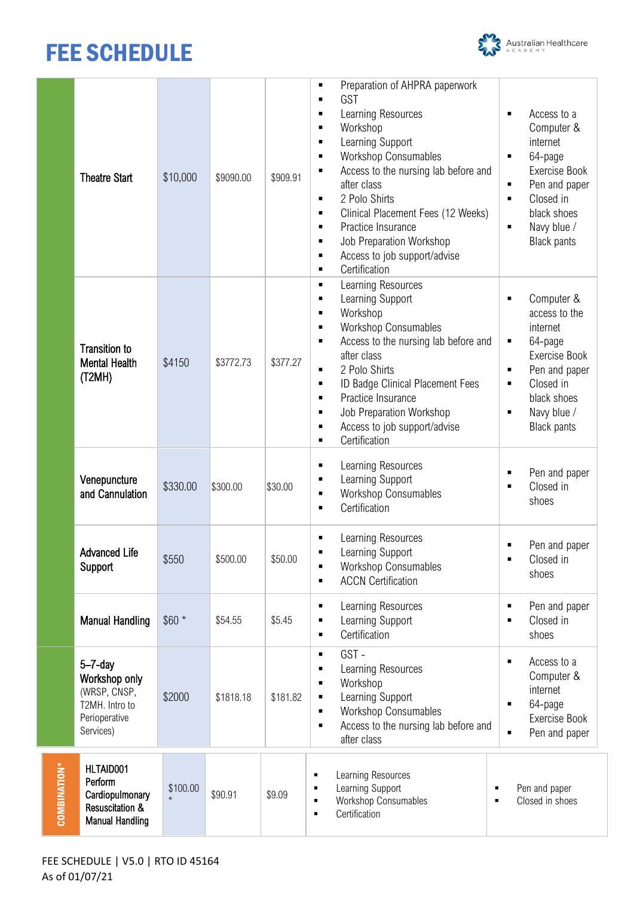# FEE SCHEDULE

| | Course | Fee | Fee excl. GST | GST | Inclusions | Requirements |
|---|---|---|---|---|---|---|
| | Theatre Start | $10,000 | $9090.00 | $909.91 | ▪ Preparation of AHPRA paperwork<br>▪ GST<br>▪ Learning Resources<br>▪ Workshop<br>▪ Learning Support<br>▪ Workshop Consumables<br>▪ Access to the nursing lab before and after class<br>▪ 2 Polo Shirts<br>▪ Clinical Placement Fees (12 Weeks)<br>▪ Practice Insurance<br>▪ Job Preparation Workshop<br>▪ Access to job support/advise<br>▪ Certification | ▪ Access to a Computer & internet<br>▪ 64-page Exercise Book<br>▪ Pen and paper<br>▪ Closed in black shoes<br>▪ Navy blue / Black pants |
| | Transition to Mental Health (T2MH) | $4150 | $3772.73 | $377.27 | ▪ Learning Resources<br>▪ Learning Support<br>▪ Workshop<br>▪ Workshop Consumables<br>▪ Access to the nursing lab before and after class<br>▪ 2 Polo Shirts<br>▪ ID Badge Clinical Placement Fees<br>▪ Practice Insurance<br>▪ Job Preparation Workshop<br>▪ Access to job support/advise<br>▪ Certification | ▪ Computer & access to the internet<br>▪ 64-page Exercise Book<br>▪ Pen and paper<br>▪ Closed in black shoes<br>▪ Navy blue / Black pants |
| | Venepuncture and Cannulation | $330.00 | $300.00 | $30.00 | ▪ Learning Resources<br>▪ Learning Support<br>▪ Workshop Consumables<br>▪ Certification | ▪ Pen and paper<br>▪ Closed in shoes |
| | Advanced Life Support | $550 | $500.00 | $50.00 | ▪ Learning Resources<br>▪ Learning Support<br>▪ Workshop Consumables<br>▪ ACCN Certification | ▪ Pen and paper<br>▪ Closed in shoes |
| | Manual Handling | $60 * | $54.55 | $5.45 | ▪ Learning Resources<br>▪ Learning Support<br>▪ Certification | ▪ Pen and paper<br>▪ Closed in shoes |
| | 5–7-day Workshop only (WRSP, CNSP, T2MH. Intro to Perioperative Services) | $2000 | $1818.18 | $181.82 | ▪ GST -<br>▪ Learning Resources<br>▪ Workshop<br>▪ Learning Support<br>▪ Workshop Consumables<br>▪ Access to the nursing lab before and after class | ▪ Access to a Computer & internet<br>▪ 64-page Exercise Book<br>▪ Pen and paper |
| COMBINATION* | HLTAID001 Perform Cardiopulmonary Resuscitation & Manual Handling | $100.00 * | $90.91 | $9.09 | ▪ Learning Resources<br>▪ Learning Support<br>▪ Workshop Consumables<br>▪ Certification | ▪ Pen and paper<br>▪ Closed in shoes |

FEE SCHEDULE | V5.0 | RTO ID 45164
As of 01/07/21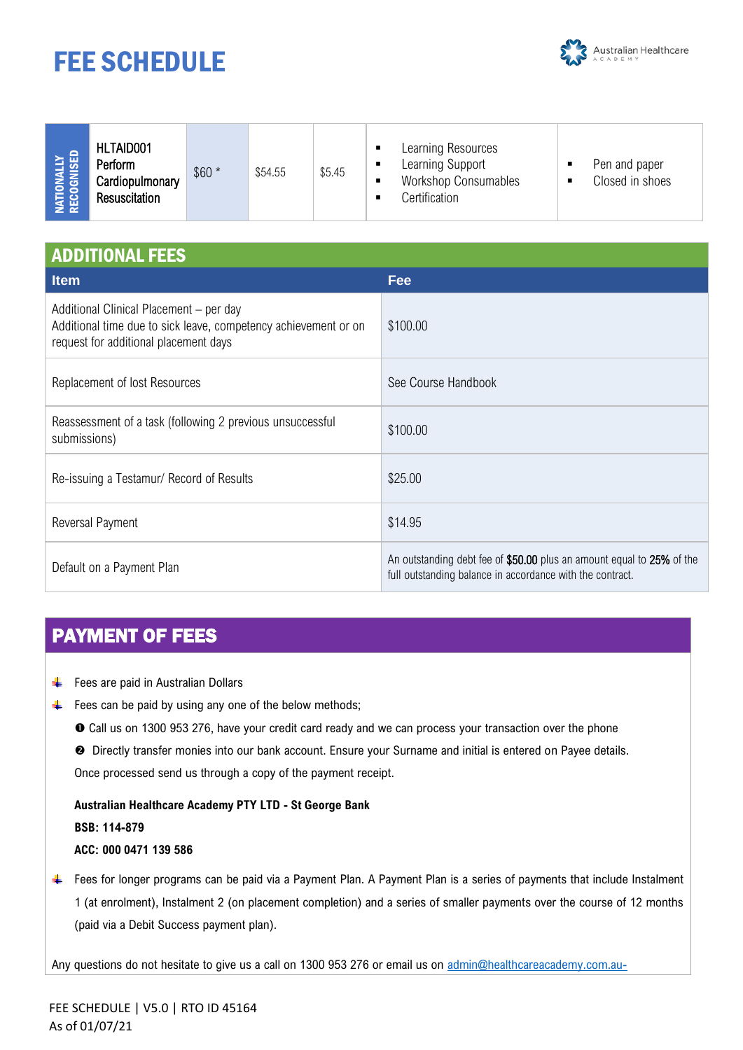# FEE SCHEDULE

| | | | | | | |
|---|---|---|---|---|---|---|
| NATIONALLY RECOGNISED | HLTAID001 Perform Cardiopulmonary Resuscitation | $60 * | $54.55 | $5.45 | ▪ Learning Resources<br>▪ Learning Support<br>▪ Workshop Consumables<br>▪ Certification | ▪ Pen and paper<br>▪ Closed in shoes |

## ADDITIONAL FEES

| Item | Fee |
|---|---|
| Additional Clinical Placement – per day<br>Additional time due to sick leave, competency achievement or on request for additional placement days | $100.00 |
| Replacement of lost Resources | See Course Handbook |
| Reassessment of a task (following 2 previous unsuccessful submissions) | $100.00 |
| Re-issuing a Testamur/ Record of Results | $25.00 |
| Reversal Payment | $14.95 |
| Default on a Payment Plan | An outstanding debt fee of $50.00 plus an amount equal to 25% of the full outstanding balance in accordance with the contract. |

## PAYMENT OF FEES

- Fees are paid in Australian Dollars
- Fees can be paid by using any one of the below methods;

  ❶ Call us on 1300 953 276, have your credit card ready and we can process your transaction over the phone

  ❷ Directly transfer monies into our bank account. Ensure your Surname and initial is entered on Payee details. Once processed send us through a copy of the payment receipt.

  **Australian Healthcare Academy PTY LTD - St George Bank**

  **BSB: 114-879**

  **ACC: 000 0471 139 586**

- Fees for longer programs can be paid via a Payment Plan. A Payment Plan is a series of payments that include Instalment 1 (at enrolment), Instalment 2 (on placement completion) and a series of smaller payments over the course of 12 months (paid via a Debit Success payment plan).

Any questions do not hesitate to give us a call on 1300 953 276 or email us on admin@healthcareacademy.com.au-

FEE SCHEDULE | V5.0 | RTO ID 45164
As of 01/07/21